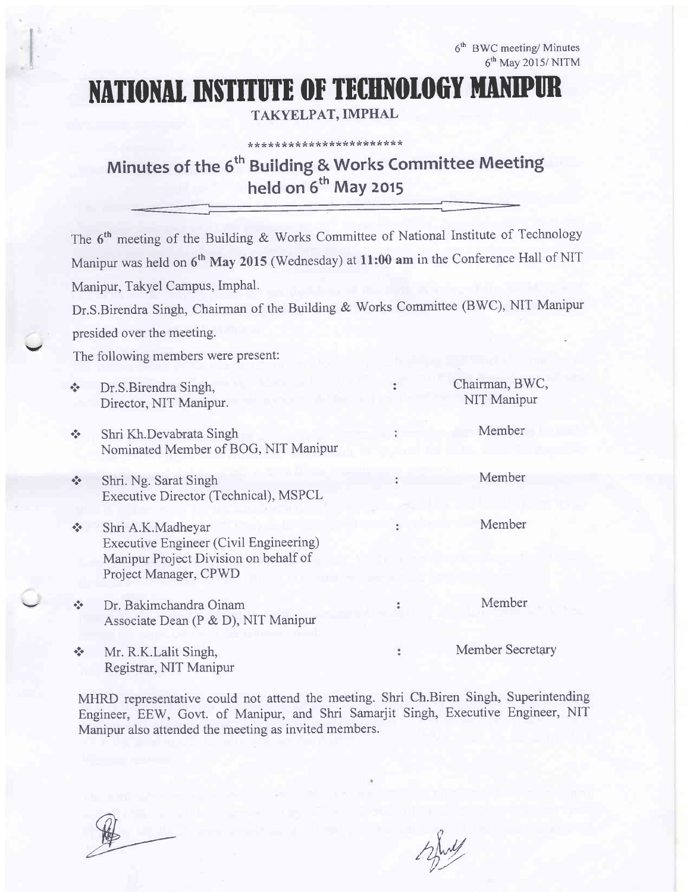6th BWC meeting/ Minutes
6th May 2015/ NITM

# NATIONAL INSTITUTE OF TECHNOLOGY MANIPUR

TAKYELPAT, IMPHAL

***********************

## Minutes of the 6th Building & Works Committee Meeting held on 6th May 2015

The **6th** meeting of the Building & Works Committee of National Institute of Technology Manipur was held on **6th May 2015** (Wednesday) at **11:00 am** in the Conference Hall of NIT Manipur, Takyel Campus, Imphal.

Dr.S.Birendra Singh, Chairman of the Building & Works Committee (BWC), NIT Manipur presided over the meeting.

The following members were present:

| | | |
|---|---|---|
| ❖ Dr.S.Birendra Singh, Director, NIT Manipur. | : | Chairman, BWC, NIT Manipur |
| ❖ Shri Kh.Devabrata Singh Nominated Member of BOG, NIT Manipur | : | Member |
| ❖ Shri. Ng. Sarat Singh Executive Director (Technical), MSPCL | : | Member |
| ❖ Shri A.K.Madheyar Executive Engineer (Civil Engineering) Manipur Project Division on behalf of Project Manager, CPWD | : | Member |
| ❖ Dr. Bakimchandra Oinam Associate Dean (P & D), NIT Manipur | : | Member |
| ❖ Mr. R.K.Lalit Singh, Registrar, NIT Manipur | : | Member Secretary |

MHRD representative could not attend the meeting. Shri Ch.Biren Singh, Superintending Engineer, EEW, Govt. of Manipur, and Shri Samarjit Singh, Executive Engineer, NIT Manipur also attended the meeting as invited members.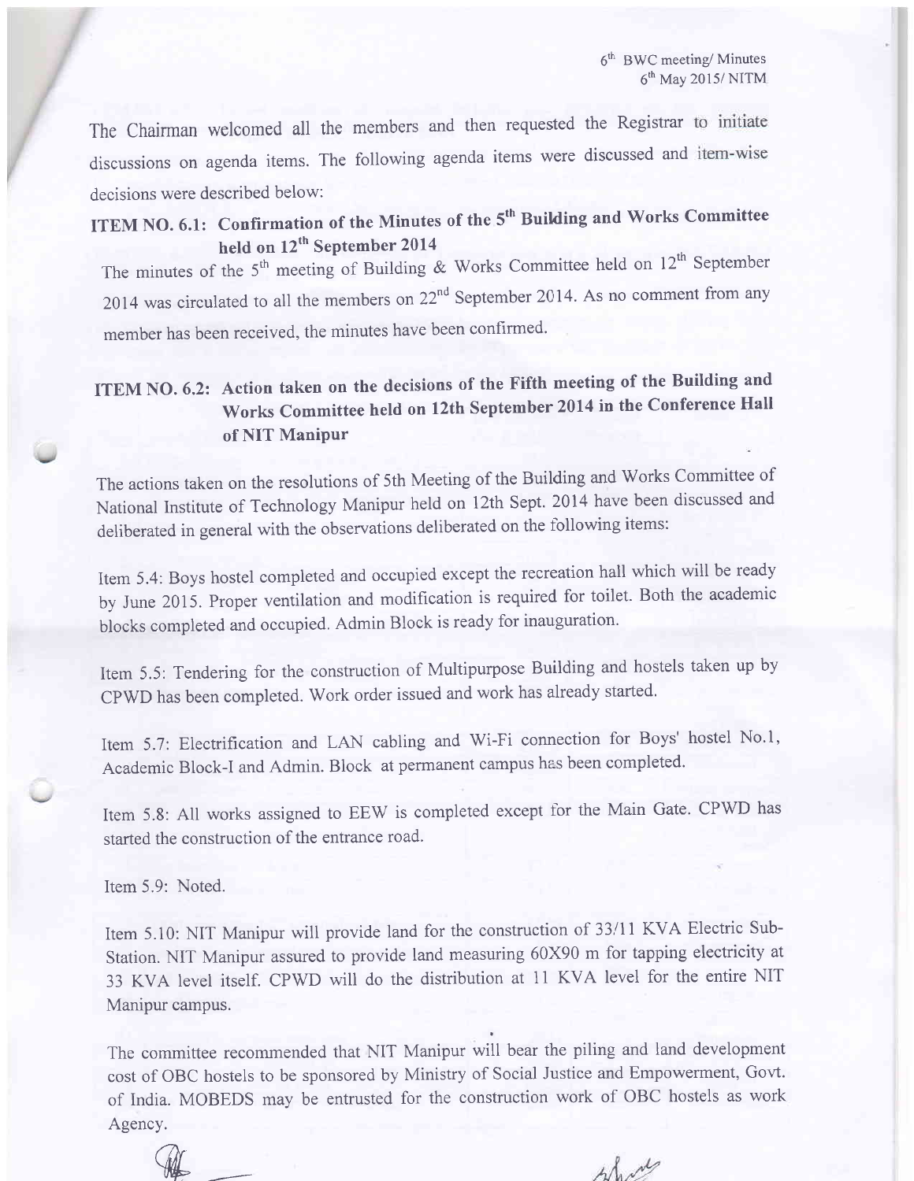The Chairman welcomed all the members and then requested the Registrar to initiate discussions on agenda items. The following agenda items were discussed and item-wise decisions were described below:

### ITEM NO. 6.1: Confirmation of the Minutes of the 5th Building and Works Committee held on 12th September 2014

The minutes of the 5th meeting of Building & Works Committee held on 12th September 2014 was circulated to all the members on 22nd September 2014. As no comment from any member has been received, the minutes have been confirmed.

### ITEM NO. 6.2: Action taken on the decisions of the Fifth meeting of the Building and Works Committee held on 12th September 2014 in the Conference Hall of NIT Manipur

The actions taken on the resolutions of 5th Meeting of the Building and Works Committee of National Institute of Technology Manipur held on 12th Sept. 2014 have been discussed and deliberated in general with the observations deliberated on the following items:

Item 5.4: Boys hostel completed and occupied except the recreation hall which will be ready by June 2015. Proper ventilation and modification is required for toilet. Both the academic blocks completed and occupied. Admin Block is ready for inauguration.

Item 5.5: Tendering for the construction of Multipurpose Building and hostels taken up by CPWD has been completed. Work order issued and work has already started.

Item 5.7: Electrification and LAN cabling and Wi-Fi connection for Boys' hostel No.1, Academic Block-I and Admin. Block at permanent campus has been completed.

Item 5.8: All works assigned to EEW is completed except for the Main Gate. CPWD has started the construction of the entrance road.

Item 5.9: Noted.

Item 5.10: NIT Manipur will provide land for the construction of 33/11 KVA Electric Sub-Station. NIT Manipur assured to provide land measuring 60X90 m for tapping electricity at 33 KVA level itself. CPWD will do the distribution at 11 KVA level for the entire NIT Manipur campus.

The committee recommended that NIT Manipur will bear the piling and land development cost of OBC hostels to be sponsored by Ministry of Social Justice and Empowerment, Govt. of India. MOBEDS may be entrusted for the construction work of OBC hostels as work Agency.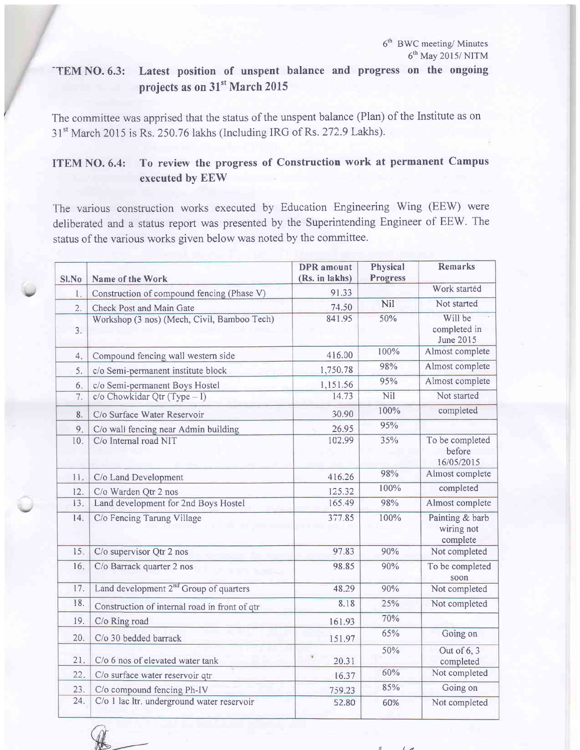## ITEM NO. 6.3: Latest position of unspent balance and progress on the ongoing projects as on 31st March 2015

The committee was apprised that the status of the unspent balance (Plan) of the Institute as on 31st March 2015 is Rs. 250.76 lakhs (Including IRG of Rs. 272.9 Lakhs).

## ITEM NO. 6.4: To review the progress of Construction work at permanent Campus executed by EEW

The various construction works executed by Education Engineering Wing (EEW) were deliberated and a status report was presented by the Superintending Engineer of EEW. The status of the various works given below was noted by the committee.

| Sl.No | Name of the Work | DPR amount (Rs. in lakhs) | Physical Progress | Remarks |
|---|---|---|---|---|
| 1. | Construction of compound fencing (Phase V) | 91.33 | | Work started |
| 2. | Check Post and Main Gate | 74.50 | Nil | Not started |
| 3. | Workshop (3 nos) (Mech, Civil, Bamboo Tech) | 841.95 | 50% | Will be completed in June 2015 |
| 4. | Compound fencing wall western side | 416.00 | 100% | Almost complete |
| 5. | c/o Semi-permanent institute block | 1,750.78 | 98% | Almost complete |
| 6. | c/o Semi-permanent Boys Hostel | 1,151.56 | 95% | Almost complete |
| 7. | c/o Chowkidar Qtr (Type – I) | 14.73 | Nil | Not started |
| 8. | C/o Surface Water Reservoir | 30.90 | 100% | completed |
| 9. | C/o wall fencing near Admin building | 26.95 | 95% | |
| 10. | C/o Internal road NIT | 102.99 | 35% | To be completed before 16/05/2015 |
| 11. | C/o Land Development | 416.26 | 98% | Almost complete |
| 12. | C/o Warden Qtr 2 nos | 125.32 | 100% | completed |
| 13. | Land development for 2nd Boys Hostel | 165.49 | 98% | Almost complete |
| 14. | C/o Fencing Tarung Village | 377.85 | 100% | Painting & barb wiring not complete |
| 15. | C/o supervisor Qtr 2 nos | 97.83 | 90% | Not completed |
| 16. | C/o Barrack quarter 2 nos | 98.85 | 90% | To be completed soon |
| 17. | Land development 2nd Group of quarters | 48.29 | 90% | Not completed |
| 18. | Construction of internal road in front of qtr | 8.18 | 25% | Not completed |
| 19. | C/o Ring road | 161.93 | 70% | |
| 20. | C/o 30 bedded barrack | 151.97 | 65% | Going on |
| 21. | C/o 6 nos of elevated water tank | 20.31 | 50% | Out of 6, 3 completed |
| 22. | C/o surface water reservoir qtr | 16.37 | 60% | Not completed |
| 23. | C/o compound fencing Ph-IV | 759.23 | 85% | Going on |
| 24. | C/o 1 lac ltr. underground water reservoir | 52.80 | 60% | Not completed |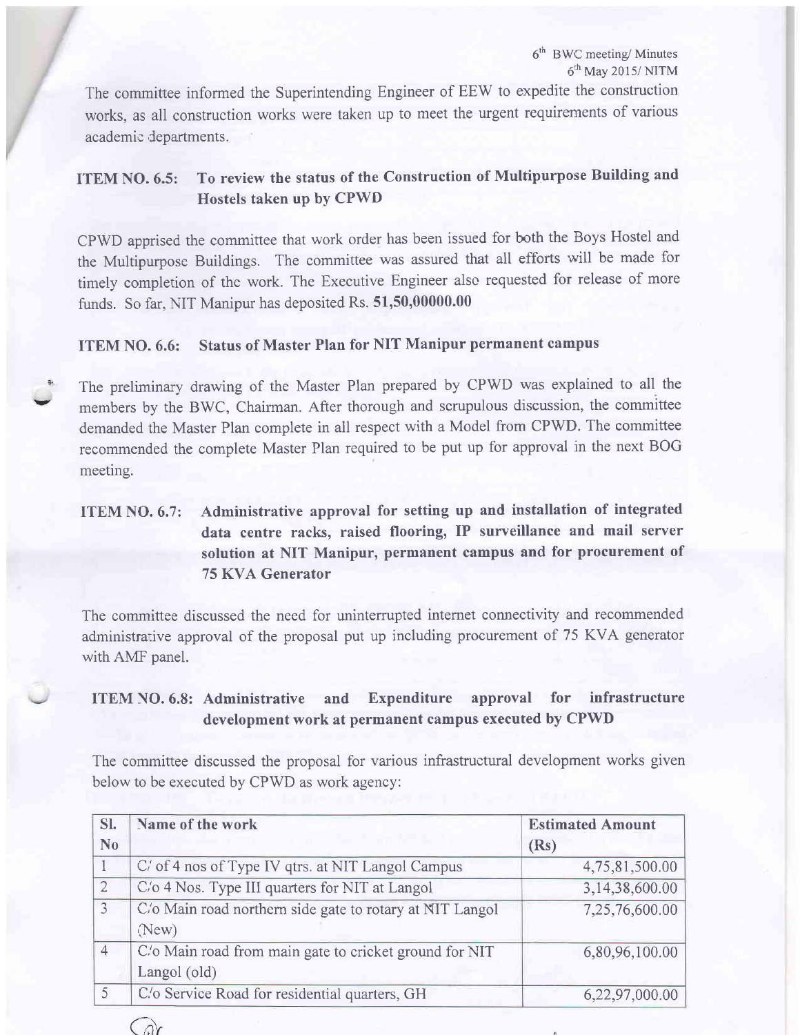The committee informed the Superintending Engineer of EEW to expedite the construction works, as all construction works were taken up to meet the urgent requirements of various academic departments.

### ITEM NO. 6.5: To review the status of the Construction of Multipurpose Building and Hostels taken up by CPWD

CPWD apprised the committee that work order has been issued for both the Boys Hostel and the Multipurpose Buildings. The committee was assured that all efforts will be made for timely completion of the work. The Executive Engineer also requested for release of more funds. So far, NIT Manipur has deposited Rs. **51,50,00000.00**

### ITEM NO. 6.6: Status of Master Plan for NIT Manipur permanent campus

The preliminary drawing of the Master Plan prepared by CPWD was explained to all the members by the BWC, Chairman. After thorough and scrupulous discussion, the committee demanded the Master Plan complete in all respect with a Model from CPWD. The committee recommended the complete Master Plan required to be put up for approval in the next BOG meeting.

### ITEM NO. 6.7: Administrative approval for setting up and installation of integrated data centre racks, raised flooring, IP surveillance and mail server solution at NIT Manipur, permanent campus and for procurement of 75 KVA Generator

The committee discussed the need for uninterrupted internet connectivity and recommended administrative approval of the proposal put up including procurement of 75 KVA generator with AMF panel.

### ITEM NO. 6.8: Administrative and Expenditure approval for infrastructure development work at permanent campus executed by CPWD

The committee discussed the proposal for various infrastructural development works given below to be executed by CPWD as work agency:

| Sl. No | Name of the work | Estimated Amount (Rs) |
|---|---|---|
| 1 | C/ of 4 nos of Type IV qtrs. at NIT Langol Campus | 4,75,81,500.00 |
| 2 | C/o 4 Nos. Type III quarters for NIT at Langol | 3,14,38,600.00 |
| 3 | C/o Main road northern side gate to rotary at NIT Langol (New) | 7,25,76,600.00 |
| 4 | C/o Main road from main gate to cricket ground for NIT Langol (old) | 6,80,96,100.00 |
| 5 | C/o Service Road for residential quarters, GH | 6,22,97,000.00 |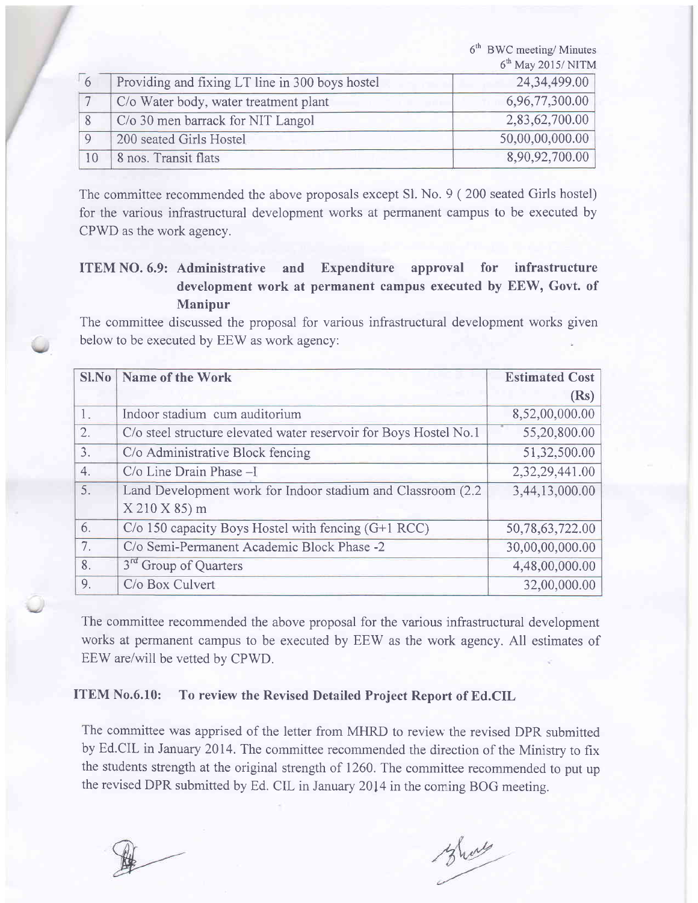| 6 | Providing and fixing LT line in 300 boys hostel | 24,34,499.00 |
|---|---|---|
| 7 | C/o Water body, water treatment plant | 6,96,77,300.00 |
| 8 | C/o 30 men barrack for NIT Langol | 2,83,62,700.00 |
| 9 | 200 seated Girls Hostel | 50,00,00,000.00 |
| 10 | 8 nos. Transit flats | 8,90,92,700.00 |

The committee recommended the above proposals except Sl. No. 9 ( 200 seated Girls hostel) for the various infrastructural development works at permanent campus to be executed by CPWD as the work agency.

### ITEM NO. 6.9: Administrative and Expenditure approval for infrastructure development work at permanent campus executed by EEW, Govt. of Manipur

The committee discussed the proposal for various infrastructural development works given below to be executed by EEW as work agency:

| Sl.No | Name of the Work | Estimated Cost (Rs) |
|---|---|---|
| 1. | Indoor stadium cum auditorium | 8,52,00,000.00 |
| 2. | C/o steel structure elevated water reservoir for Boys Hostel No.1 | 55,20,800.00 |
| 3. | C/o Administrative Block fencing | 51,32,500.00 |
| 4. | C/o Line Drain Phase –I | 2,32,29,441.00 |
| 5. | Land Development work for Indoor stadium and Classroom (2.2 X 210 X 85) m | 3,44,13,000.00 |
| 6. | C/o 150 capacity Boys Hostel with fencing (G+1 RCC) | 50,78,63,722.00 |
| 7. | C/o Semi-Permanent Academic Block Phase -2 | 30,00,00,000.00 |
| 8. | 3rd Group of Quarters | 4,48,00,000.00 |
| 9. | C/o Box Culvert | 32,00,000.00 |

The committee recommended the above proposal for the various infrastructural development works at permanent campus to be executed by EEW as the work agency. All estimates of EEW are/will be vetted by CPWD.

### ITEM No.6.10: To review the Revised Detailed Project Report of Ed.CIL

The committee was apprised of the letter from MHRD to review the revised DPR submitted by Ed.CIL in January 2014. The committee recommended the direction of the Ministry to fix the students strength at the original strength of 1260. The committee recommended to put up the revised DPR submitted by Ed. CIL in January 2014 in the coming BOG meeting.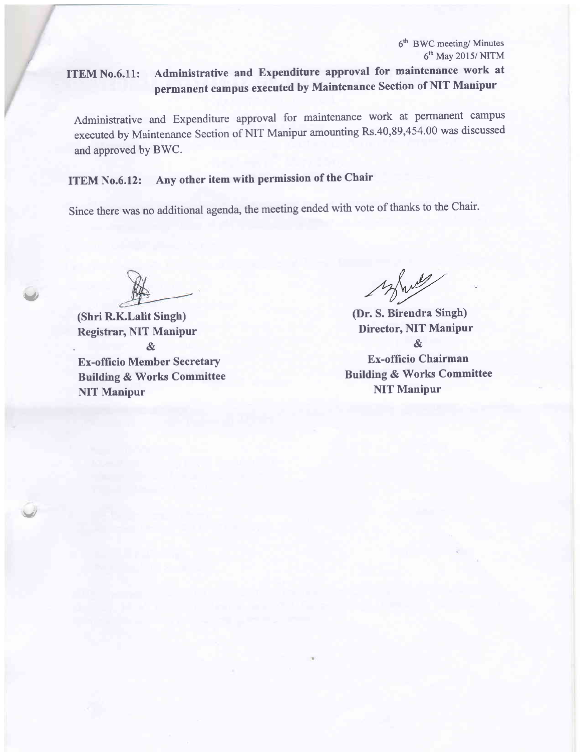**ITEM No.6.11: Administrative and Expenditure approval for maintenance work at permanent campus executed by Maintenance Section of NIT Manipur**

Administrative and Expenditure approval for maintenance work at permanent campus executed by Maintenance Section of NIT Manipur amounting Rs.40,89,454.00 was discussed and approved by BWC.

**ITEM No.6.12: Any other item with permission of the Chair**

Since there was no additional agenda, the meeting ended with vote of thanks to the Chair.

**(Shri R.K.Lalit Singh)**
**Registrar, NIT Manipur**
**&**
**Ex-officio Member Secretary**
**Building & Works Committee**
**NIT Manipur**

**(Dr. S. Birendra Singh)**
**Director, NIT Manipur**
**&**
**Ex-officio Chairman**
**Building & Works Committee**
**NIT Manipur**